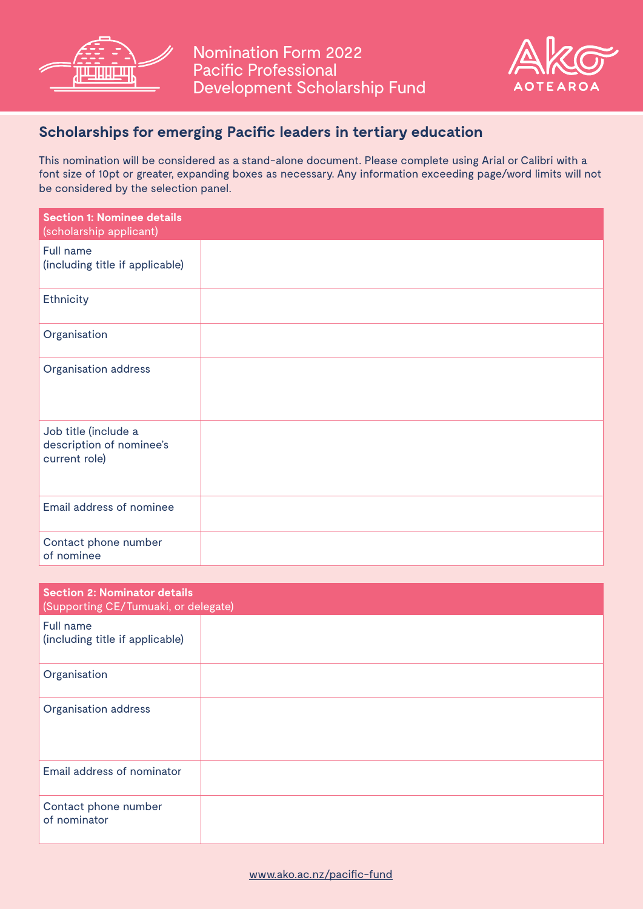# Nomination Form 2022
# Pacific Professional Development Scholarship Fund

Ako AOTEAROA

## Scholarships for emerging Pacific leaders in tertiary education

This nomination will be considered as a stand-alone document. Please complete using Arial or Calibri with a font size of 10pt or greater, expanding boxes as necessary. Any information exceeding page/word limits will not be considered by the selection panel.

| **Section 1: Nominee details** (scholarship applicant) | |
|---|---|
| Full name (including title if applicable) | |
| Ethnicity | |
| Organisation | |
| Organisation address | |
| Job title (include a description of nominee's current role) | |
| Email address of nominee | |
| Contact phone number of nominee | |

| **Section 2: Nominator details** (Supporting CE/Tumuaki, or delegate) | |
|---|---|
| Full name (including title if applicable) | |
| Organisation | |
| Organisation address | |
| Email address of nominator | |
| Contact phone number of nominator | |

www.ako.ac.nz/pacific-fund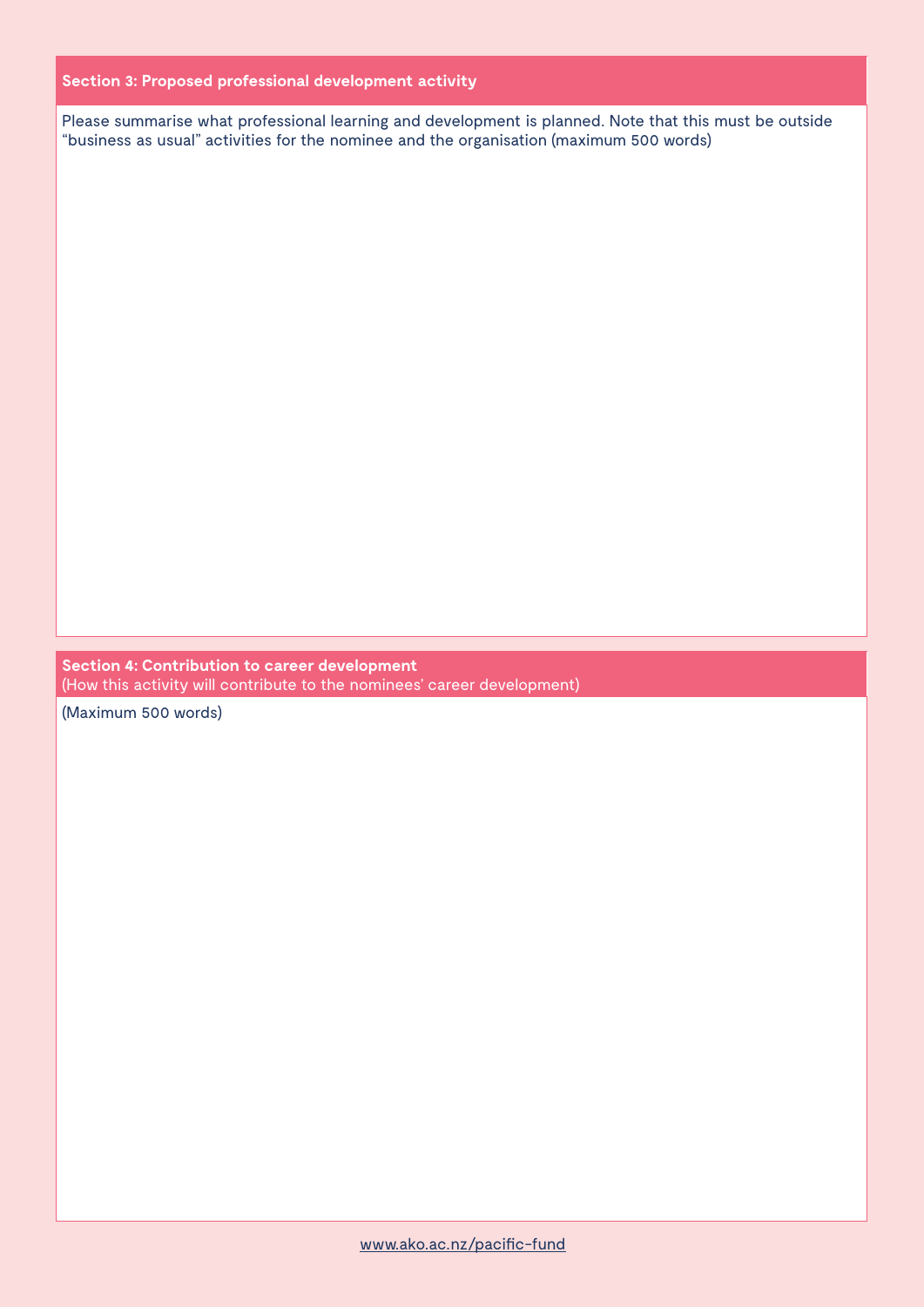## Section 3: Proposed professional development activity

Please summarise what professional learning and development is planned. Note that this must be outside "business as usual" activities for the nominee and the organisation (maximum 500 words)

## Section 4: Contribution to career development

(How this activity will contribute to the nominees' career development)

(Maximum 500 words)

www.ako.ac.nz/pacific-fund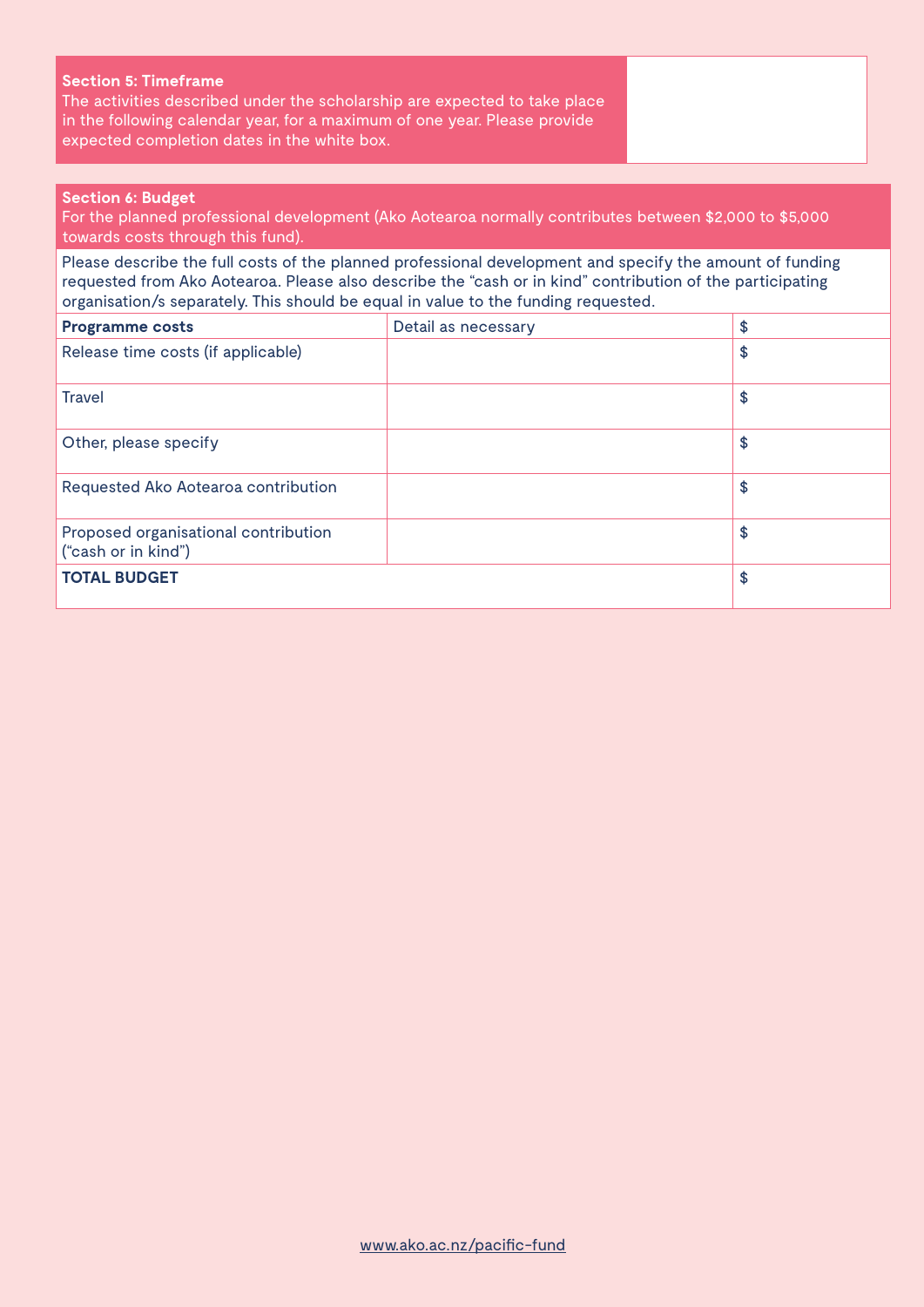**Section 5: Timeframe**

The activities described under the scholarship are expected to take place in the following calendar year, for a maximum of one year. Please provide expected completion dates in the white box.

**Section 6: Budget**

For the planned professional development (Ako Aotearoa normally contributes between $2,000 to $5,000 towards costs through this fund).

Please describe the full costs of the planned professional development and specify the amount of funding requested from Ako Aotearoa. Please also describe the "cash or in kind" contribution of the participating organisation/s separately. This should be equal in value to the funding requested.

| **Programme costs** | Detail as necessary | $ |
|---|---|---|
| Release time costs (if applicable) | | $ |
| Travel | | $ |
| Other, please specify | | $ |
| Requested Ako Aotearoa contribution | | $ |
| Proposed organisational contribution ("cash or in kind") | | $ |
| **TOTAL BUDGET** | | $ |

www.ako.ac.nz/pacific-fund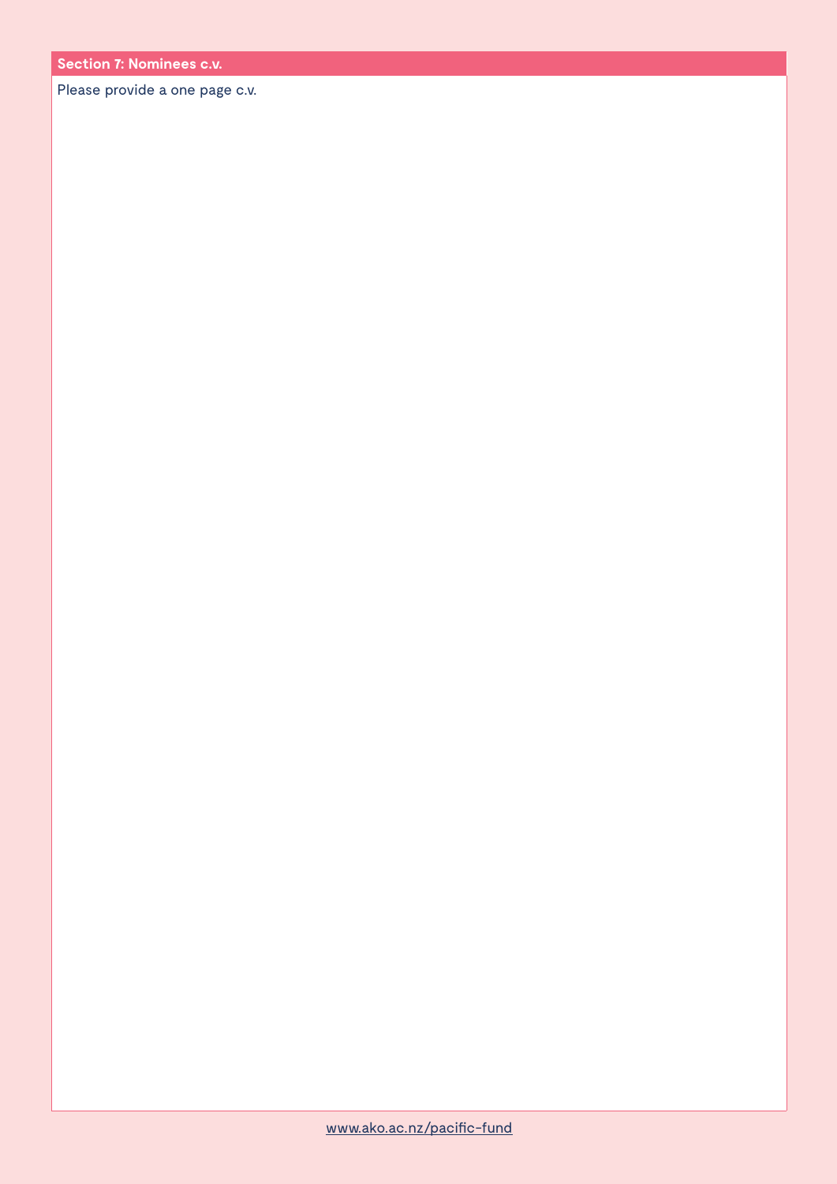## Section 7: Nominees c.v.

Please provide a one page c.v.

www.ako.ac.nz/pacific-fund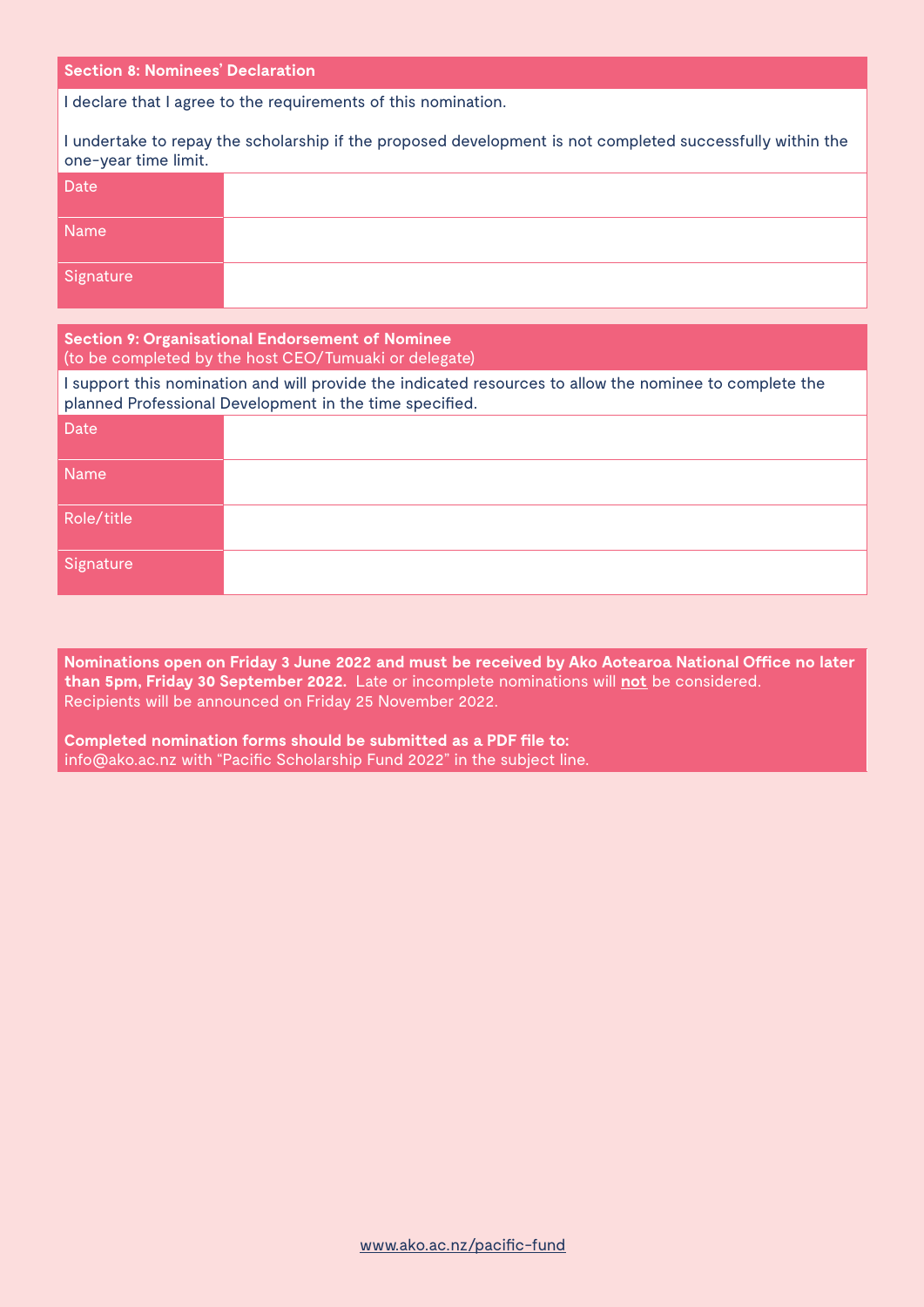## Section 8: Nominees' Declaration

I declare that I agree to the requirements of this nomination.

I undertake to repay the scholarship if the proposed development is not completed successfully within the one-year time limit.

| | |
|---|---|
| Date | |
| Name | |
| Signature | |

## Section 9: Organisational Endorsement of Nominee

(to be completed by the host CEO/Tumuaki or delegate)

I support this nomination and will provide the indicated resources to allow the nominee to complete the planned Professional Development in the time specified.

| | |
|---|---|
| Date | |
| Name | |
| Role/title | |
| Signature | |

**Nominations open on Friday 3 June 2022 and must be received by Ako Aotearoa National Office no later than 5pm, Friday 30 September 2022.** Late or incomplete nominations will **not** be considered. Recipients will be announced on Friday 25 November 2022.

**Completed nomination forms should be submitted as a PDF file to:**
info@ako.ac.nz with "Pacific Scholarship Fund 2022" in the subject line.

www.ako.ac.nz/pacific-fund